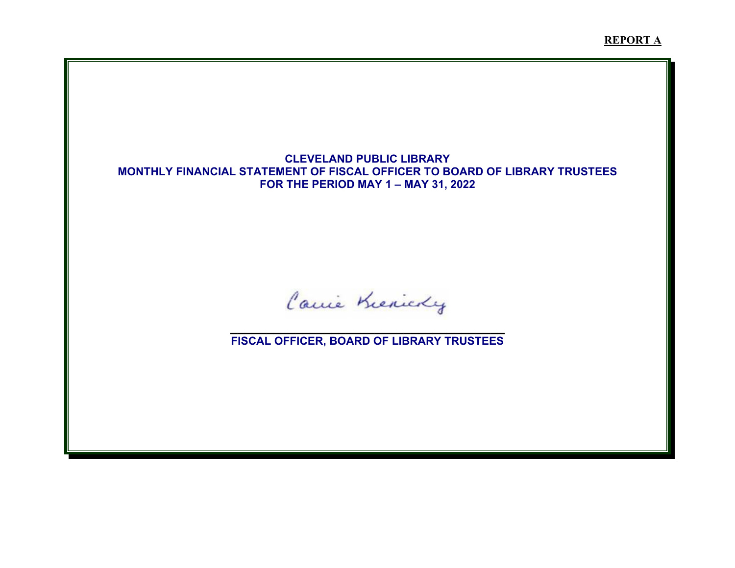**REPORT A**

# CLEVELAND PUBLIC LIBRARY
## MONTHLY FINANCIAL STATEMENT OF FISCAL OFFICER TO BOARD OF LIBRARY TRUSTEES
## FOR THE PERIOD MAY 1 – MAY 31, 2022

Carrie Krenicky

\_\_\_\_\_\_\_\_\_\_\_\_\_\_\_\_\_\_\_\_\_\_\_\_\_\_\_\_\_\_\_\_\_\_\_\_\_\_\_\_

**FISCAL OFFICER, BOARD OF LIBRARY TRUSTEES**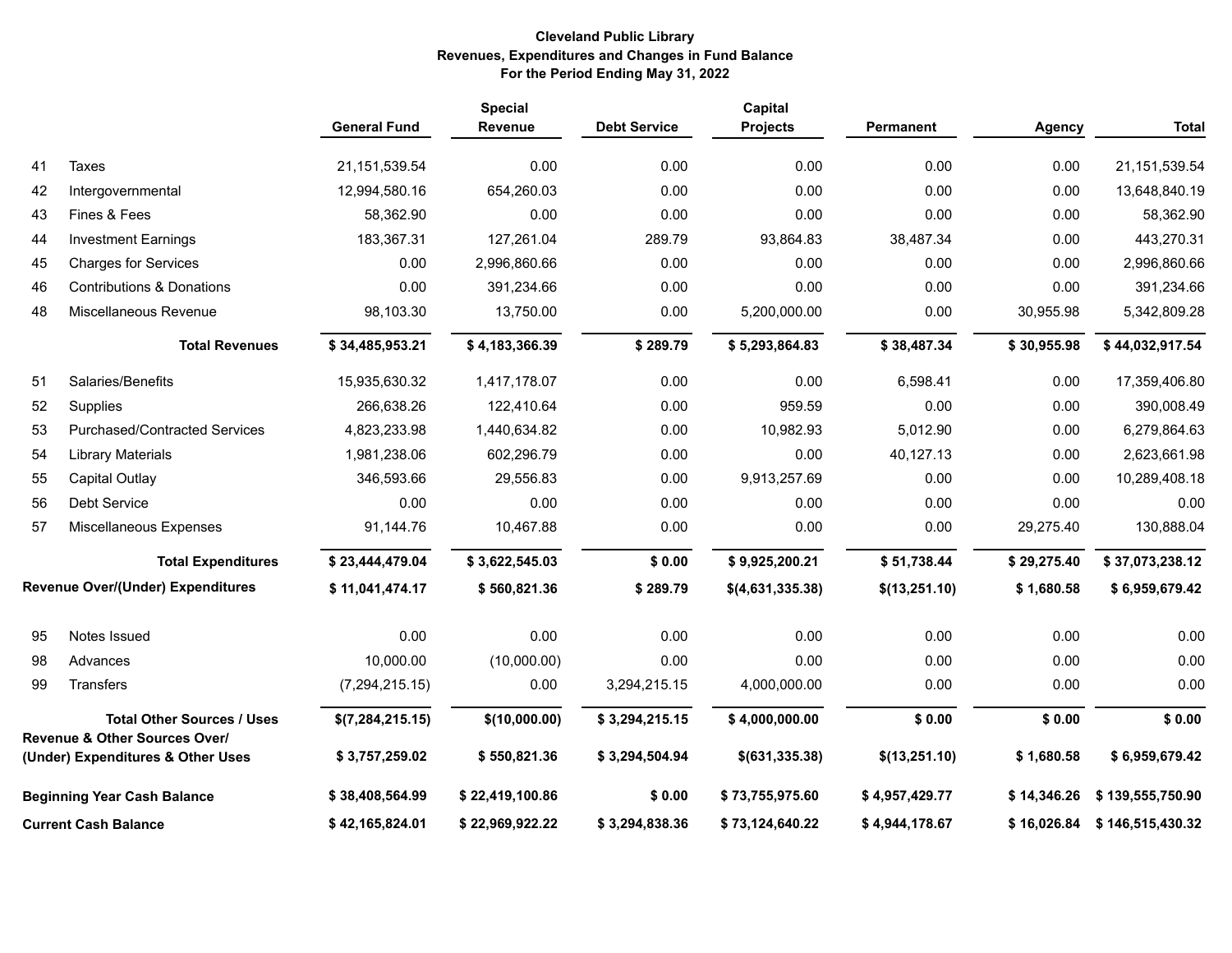**Cleveland Public Library**
**Revenues, Expenditures and Changes in Fund Balance**
**For the Period Ending May 31, 2022**

| | | General Fund | Special Revenue | Debt Service | Capital Projects | Permanent | Agency | Total |
|---|---|---|---|---|---|---|---|---|
| 41 | Taxes | 21,151,539.54 | 0.00 | 0.00 | 0.00 | 0.00 | 0.00 | 21,151,539.54 |
| 42 | Intergovernmental | 12,994,580.16 | 654,260.03 | 0.00 | 0.00 | 0.00 | 0.00 | 13,648,840.19 |
| 43 | Fines & Fees | 58,362.90 | 0.00 | 0.00 | 0.00 | 0.00 | 0.00 | 58,362.90 |
| 44 | Investment Earnings | 183,367.31 | 127,261.04 | 289.79 | 93,864.83 | 38,487.34 | 0.00 | 443,270.31 |
| 45 | Charges for Services | 0.00 | 2,996,860.66 | 0.00 | 0.00 | 0.00 | 0.00 | 2,996,860.66 |
| 46 | Contributions & Donations | 0.00 | 391,234.66 | 0.00 | 0.00 | 0.00 | 0.00 | 391,234.66 |
| 48 | Miscellaneous Revenue | 98,103.30 | 13,750.00 | 0.00 | 5,200,000.00 | 0.00 | 30,955.98 | 5,342,809.28 |
| | **Total Revenues** | **$ 34,485,953.21** | **$ 4,183,366.39** | **$ 289.79** | **$ 5,293,864.83** | **$ 38,487.34** | **$ 30,955.98** | **$ 44,032,917.54** |
| 51 | Salaries/Benefits | 15,935,630.32 | 1,417,178.07 | 0.00 | 0.00 | 6,598.41 | 0.00 | 17,359,406.80 |
| 52 | Supplies | 266,638.26 | 122,410.64 | 0.00 | 959.59 | 0.00 | 0.00 | 390,008.49 |
| 53 | Purchased/Contracted Services | 4,823,233.98 | 1,440,634.82 | 0.00 | 10,982.93 | 5,012.90 | 0.00 | 6,279,864.63 |
| 54 | Library Materials | 1,981,238.06 | 602,296.79 | 0.00 | 0.00 | 40,127.13 | 0.00 | 2,623,661.98 |
| 55 | Capital Outlay | 346,593.66 | 29,556.83 | 0.00 | 9,913,257.69 | 0.00 | 0.00 | 10,289,408.18 |
| 56 | Debt Service | 0.00 | 0.00 | 0.00 | 0.00 | 0.00 | 0.00 | 0.00 |
| 57 | Miscellaneous Expenses | 91,144.76 | 10,467.88 | 0.00 | 0.00 | 0.00 | 29,275.40 | 130,888.04 |
| | **Total Expenditures** | **$ 23,444,479.04** | **$ 3,622,545.03** | **$ 0.00** | **$ 9,925,200.21** | **$ 51,738.44** | **$ 29,275.40** | **$ 37,073,238.12** |
| **Revenue Over/(Under) Expenditures** | | **$ 11,041,474.17** | **$ 560,821.36** | **$ 289.79** | **$(4,631,335.38)** | **$(13,251.10)** | **$ 1,680.58** | **$ 6,959,679.42** |
| 95 | Notes Issued | 0.00 | 0.00 | 0.00 | 0.00 | 0.00 | 0.00 | 0.00 |
| 98 | Advances | 10,000.00 | (10,000.00) | 0.00 | 0.00 | 0.00 | 0.00 | 0.00 |
| 99 | Transfers | (7,294,215.15) | 0.00 | 3,294,215.15 | 4,000,000.00 | 0.00 | 0.00 | 0.00 |
| | **Total Other Sources / Uses** | **$(7,284,215.15)** | **$(10,000.00)** | **$ 3,294,215.15** | **$ 4,000,000.00** | **$ 0.00** | **$ 0.00** | **$ 0.00** |
| **Revenue & Other Sources Over/ (Under) Expenditures & Other Uses** | | **$ 3,757,259.02** | **$ 550,821.36** | **$ 3,294,504.94** | **$(631,335.38)** | **$(13,251.10)** | **$ 1,680.58** | **$ 6,959,679.42** |
| **Beginning Year Cash Balance** | | **$ 38,408,564.99** | **$ 22,419,100.86** | **$ 0.00** | **$ 73,755,975.60** | **$ 4,957,429.77** | **$ 14,346.26** | **$ 139,555,750.90** |
| **Current Cash Balance** | | **$ 42,165,824.01** | **$ 22,969,922.22** | **$ 3,294,838.36** | **$ 73,124,640.22** | **$ 4,944,178.67** | **$ 16,026.84** | **$ 146,515,430.32** |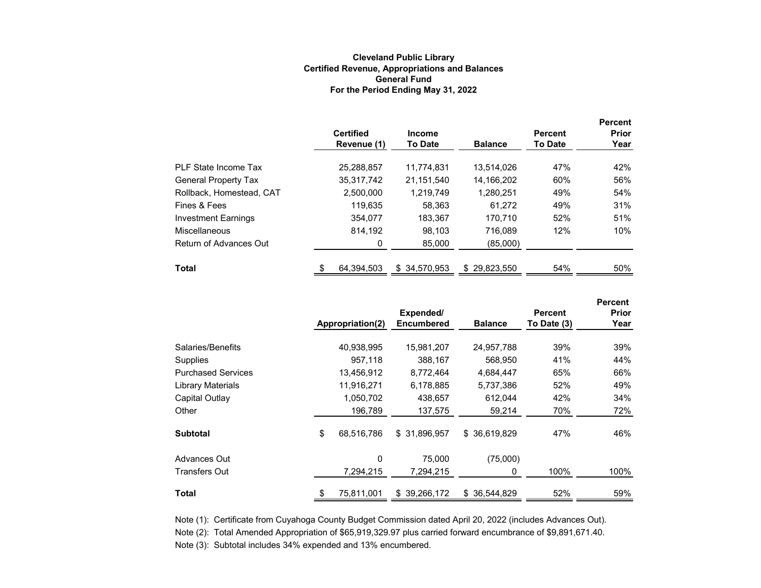**Cleveland Public Library**
**Certified Revenue, Appropriations and Balances**
**General Fund**
**For the Period Ending May 31, 2022**

| | Certified Revenue (1) | Income To Date | Balance | Percent To Date | Percent Prior Year |
|---|---|---|---|---|---|
| PLF State Income Tax | 25,288,857 | 11,774,831 | 13,514,026 | 47% | 42% |
| General Property Tax | 35,317,742 | 21,151,540 | 14,166,202 | 60% | 56% |
| Rollback, Homestead, CAT | 2,500,000 | 1,219,749 | 1,280,251 | 49% | 54% |
| Fines & Fees | 119,635 | 58,363 | 61,272 | 49% | 31% |
| Investment Earnings | 354,077 | 183,367 | 170,710 | 52% | 51% |
| Miscellaneous | 814,192 | 98,103 | 716,089 | 12% | 10% |
| Return of Advances Out | 0 | 85,000 | (85,000) | | |
| **Total** | $ 64,394,503 | $ 34,570,953 | $ 29,823,550 | 54% | 50% |

| | Appropriation(2) | Expended/ Encumbered | Balance | Percent To Date (3) | Percent Prior Year |
|---|---|---|---|---|---|
| Salaries/Benefits | 40,938,995 | 15,981,207 | 24,957,788 | 39% | 39% |
| Supplies | 957,118 | 388,167 | 568,950 | 41% | 44% |
| Purchased Services | 13,456,912 | 8,772,464 | 4,684,447 | 65% | 66% |
| Library Materials | 11,916,271 | 6,178,885 | 5,737,386 | 52% | 49% |
| Capital Outlay | 1,050,702 | 438,657 | 612,044 | 42% | 34% |
| Other | 196,789 | 137,575 | 59,214 | 70% | 72% |
| **Subtotal** | $ 68,516,786 | $ 31,896,957 | $ 36,619,829 | 47% | 46% |
| Advances Out | 0 | 75,000 | (75,000) | | |
| Transfers Out | 7,294,215 | 7,294,215 | 0 | 100% | 100% |
| **Total** | $ 75,811,001 | $ 39,266,172 | $ 36,544,829 | 52% | 59% |

Note (1): Certificate from Cuyahoga County Budget Commission dated April 20, 2022 (includes Advances Out).

Note (2): Total Amended Appropriation of $65,919,329.97 plus carried forward encumbrance of $9,891,671.40.

Note (3): Subtotal includes 34% expended and 13% encumbered.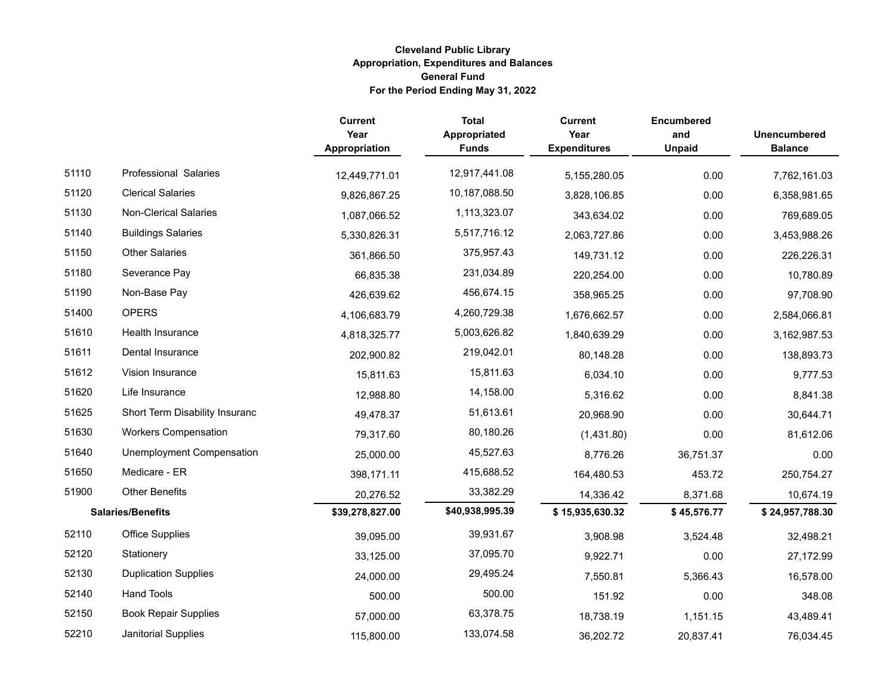**Cleveland Public Library**
**Appropriation, Expenditures and Balances**
**General Fund**
**For the Period Ending May 31, 2022**

| | | Current Year Appropriation | Total Appropriated Funds | Current Year Expenditures | Encumbered and Unpaid | Unencumbered Balance |
|---|---|---|---|---|---|---|
| 51110 | Professional Salaries | 12,449,771.01 | 12,917,441.08 | 5,155,280.05 | 0.00 | 7,762,161.03 |
| 51120 | Clerical Salaries | 9,826,867.25 | 10,187,088.50 | 3,828,106.85 | 0.00 | 6,358,981.65 |
| 51130 | Non-Clerical Salaries | 1,087,066.52 | 1,113,323.07 | 343,634.02 | 0.00 | 769,689.05 |
| 51140 | Buildings Salaries | 5,330,826.31 | 5,517,716.12 | 2,063,727.86 | 0.00 | 3,453,988.26 |
| 51150 | Other Salaries | 361,866.50 | 375,957.43 | 149,731.12 | 0.00 | 226,226.31 |
| 51180 | Severance Pay | 66,835.38 | 231,034.89 | 220,254.00 | 0.00 | 10,780.89 |
| 51190 | Non-Base Pay | 426,639.62 | 456,674.15 | 358,965.25 | 0.00 | 97,708.90 |
| 51400 | OPERS | 4,106,683.79 | 4,260,729.38 | 1,676,662.57 | 0.00 | 2,584,066.81 |
| 51610 | Health Insurance | 4,818,325.77 | 5,003,626.82 | 1,840,639.29 | 0.00 | 3,162,987.53 |
| 51611 | Dental Insurance | 202,900.82 | 219,042.01 | 80,148.28 | 0.00 | 138,893.73 |
| 51612 | Vision Insurance | 15,811.63 | 15,811.63 | 6,034.10 | 0.00 | 9,777.53 |
| 51620 | Life Insurance | 12,988.80 | 14,158.00 | 5,316.62 | 0.00 | 8,841.38 |
| 51625 | Short Term Disability Insuranc | 49,478.37 | 51,613.61 | 20,968.90 | 0.00 | 30,644.71 |
| 51630 | Workers Compensation | 79,317.60 | 80,180.26 | (1,431.80) | 0.00 | 81,612.06 |
| 51640 | Unemployment Compensation | 25,000.00 | 45,527.63 | 8,776.26 | 36,751.37 | 0.00 |
| 51650 | Medicare - ER | 398,171.11 | 415,688.52 | 164,480.53 | 453.72 | 250,754.27 |
| 51900 | Other Benefits | 20,276.52 | 33,382.29 | 14,336.42 | 8,371.68 | 10,674.19 |
| **Salaries/Benefits** | | **$39,278,827.00** | **$40,938,995.39** | **$ 15,935,630.32** | **$ 45,576.77** | **$ 24,957,788.30** |
| 52110 | Office Supplies | 39,095.00 | 39,931.67 | 3,908.98 | 3,524.48 | 32,498.21 |
| 52120 | Stationery | 33,125.00 | 37,095.70 | 9,922.71 | 0.00 | 27,172.99 |
| 52130 | Duplication Supplies | 24,000.00 | 29,495.24 | 7,550.81 | 5,366.43 | 16,578.00 |
| 52140 | Hand Tools | 500.00 | 500.00 | 151.92 | 0.00 | 348.08 |
| 52150 | Book Repair Supplies | 57,000.00 | 63,378.75 | 18,738.19 | 1,151.15 | 43,489.41 |
| 52210 | Janitorial Supplies | 115,800.00 | 133,074.58 | 36,202.72 | 20,837.41 | 76,034.45 |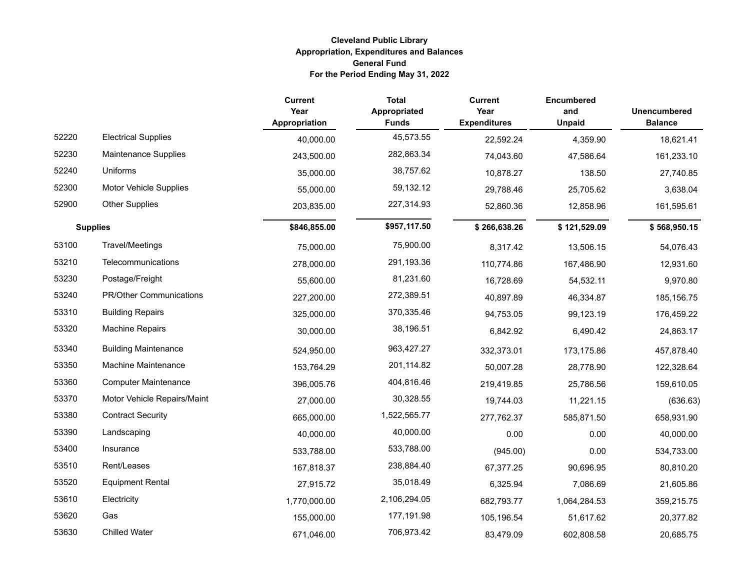**Cleveland Public Library**
**Appropriation, Expenditures and Balances**
**General Fund**
**For the Period Ending May 31, 2022**

| | | Current Year Appropriation | Total Appropriated Funds | Current Year Expenditures | Encumbered and Unpaid | Unencumbered Balance |
|---|---|---|---|---|---|---|
| 52220 | Electrical Supplies | 40,000.00 | 45,573.55 | 22,592.24 | 4,359.90 | 18,621.41 |
| 52230 | Maintenance Supplies | 243,500.00 | 282,863.34 | 74,043.60 | 47,586.64 | 161,233.10 |
| 52240 | Uniforms | 35,000.00 | 38,757.62 | 10,878.27 | 138.50 | 27,740.85 |
| 52300 | Motor Vehicle Supplies | 55,000.00 | 59,132.12 | 29,788.46 | 25,705.62 | 3,638.04 |
| 52900 | Other Supplies | 203,835.00 | 227,314.93 | 52,860.36 | 12,858.96 | 161,595.61 |
| **Supplies** | | **$846,855.00** | **$957,117.50** | **$ 266,638.26** | **$ 121,529.09** | **$ 568,950.15** |
| 53100 | Travel/Meetings | 75,000.00 | 75,900.00 | 8,317.42 | 13,506.15 | 54,076.43 |
| 53210 | Telecommunications | 278,000.00 | 291,193.36 | 110,774.86 | 167,486.90 | 12,931.60 |
| 53230 | Postage/Freight | 55,600.00 | 81,231.60 | 16,728.69 | 54,532.11 | 9,970.80 |
| 53240 | PR/Other Communications | 227,200.00 | 272,389.51 | 40,897.89 | 46,334.87 | 185,156.75 |
| 53310 | Building Repairs | 325,000.00 | 370,335.46 | 94,753.05 | 99,123.19 | 176,459.22 |
| 53320 | Machine Repairs | 30,000.00 | 38,196.51 | 6,842.92 | 6,490.42 | 24,863.17 |
| 53340 | Building Maintenance | 524,950.00 | 963,427.27 | 332,373.01 | 173,175.86 | 457,878.40 |
| 53350 | Machine Maintenance | 153,764.29 | 201,114.82 | 50,007.28 | 28,778.90 | 122,328.64 |
| 53360 | Computer Maintenance | 396,005.76 | 404,816.46 | 219,419.85 | 25,786.56 | 159,610.05 |
| 53370 | Motor Vehicle Repairs/Maint | 27,000.00 | 30,328.55 | 19,744.03 | 11,221.15 | (636.63) |
| 53380 | Contract Security | 665,000.00 | 1,522,565.77 | 277,762.37 | 585,871.50 | 658,931.90 |
| 53390 | Landscaping | 40,000.00 | 40,000.00 | 0.00 | 0.00 | 40,000.00 |
| 53400 | Insurance | 533,788.00 | 533,788.00 | (945.00) | 0.00 | 534,733.00 |
| 53510 | Rent/Leases | 167,818.37 | 238,884.40 | 67,377.25 | 90,696.95 | 80,810.20 |
| 53520 | Equipment Rental | 27,915.72 | 35,018.49 | 6,325.94 | 7,086.69 | 21,605.86 |
| 53610 | Electricity | 1,770,000.00 | 2,106,294.05 | 682,793.77 | 1,064,284.53 | 359,215.75 |
| 53620 | Gas | 155,000.00 | 177,191.98 | 105,196.54 | 51,617.62 | 20,377.82 |
| 53630 | Chilled Water | 671,046.00 | 706,973.42 | 83,479.09 | 602,808.58 | 20,685.75 |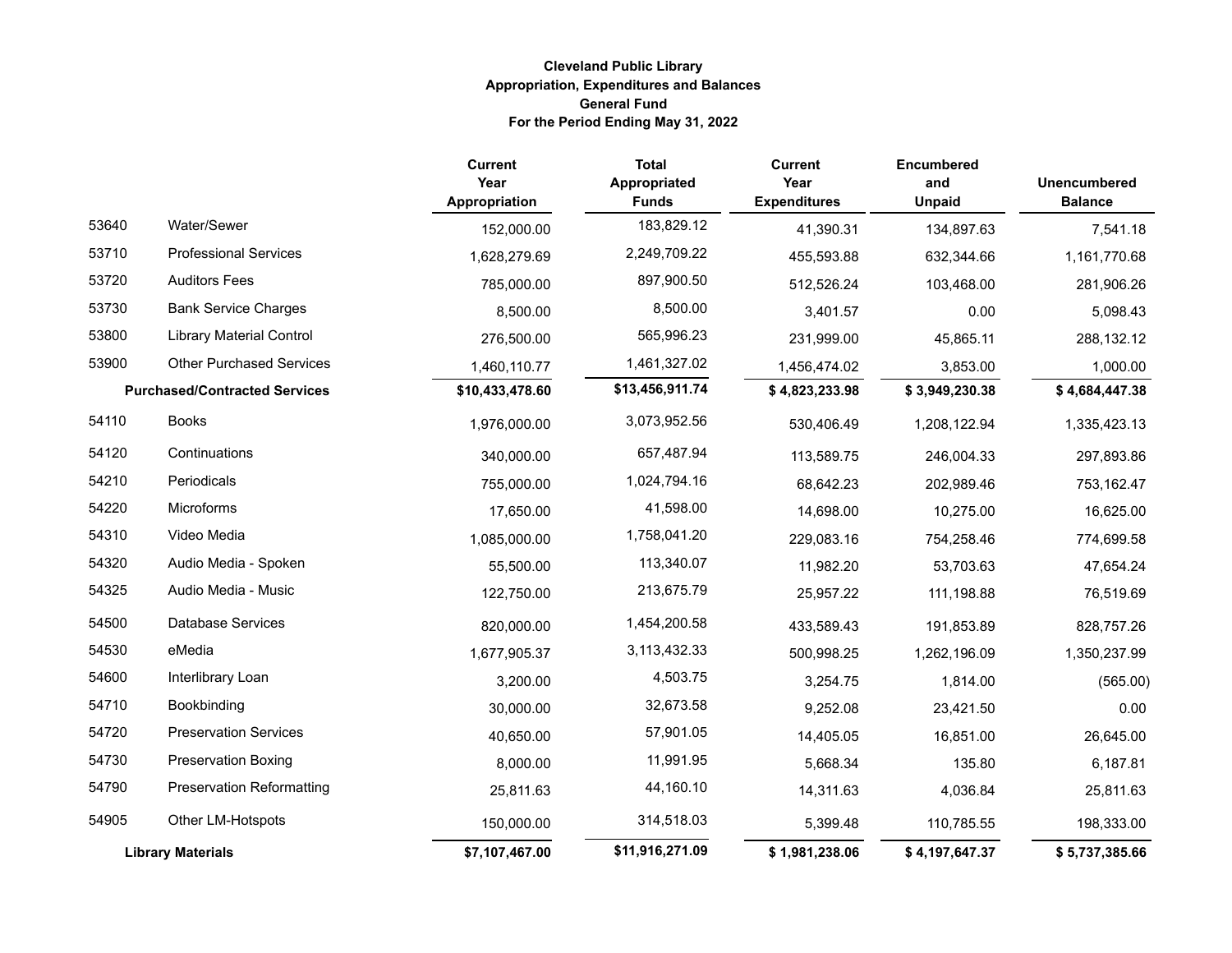**Cleveland Public Library**
**Appropriation, Expenditures and Balances**
**General Fund**
**For the Period Ending May 31, 2022**

| | | Current Year Appropriation | Total Appropriated Funds | Current Year Expenditures | Encumbered and Unpaid | Unencumbered Balance |
|---|---|---|---|---|---|---|
| 53640 | Water/Sewer | 152,000.00 | 183,829.12 | 41,390.31 | 134,897.63 | 7,541.18 |
| 53710 | Professional Services | 1,628,279.69 | 2,249,709.22 | 455,593.88 | 632,344.66 | 1,161,770.68 |
| 53720 | Auditors Fees | 785,000.00 | 897,900.50 | 512,526.24 | 103,468.00 | 281,906.26 |
| 53730 | Bank Service Charges | 8,500.00 | 8,500.00 | 3,401.57 | 0.00 | 5,098.43 |
| 53800 | Library Material Control | 276,500.00 | 565,996.23 | 231,999.00 | 45,865.11 | 288,132.12 |
| 53900 | Other Purchased Services | 1,460,110.77 | 1,461,327.02 | 1,456,474.02 | 3,853.00 | 1,000.00 |
| **Purchased/Contracted Services** | | **$10,433,478.60** | **$13,456,911.74** | **$ 4,823,233.98** | **$ 3,949,230.38** | **$ 4,684,447.38** |
| 54110 | Books | 1,976,000.00 | 3,073,952.56 | 530,406.49 | 1,208,122.94 | 1,335,423.13 |
| 54120 | Continuations | 340,000.00 | 657,487.94 | 113,589.75 | 246,004.33 | 297,893.86 |
| 54210 | Periodicals | 755,000.00 | 1,024,794.16 | 68,642.23 | 202,989.46 | 753,162.47 |
| 54220 | Microforms | 17,650.00 | 41,598.00 | 14,698.00 | 10,275.00 | 16,625.00 |
| 54310 | Video Media | 1,085,000.00 | 1,758,041.20 | 229,083.16 | 754,258.46 | 774,699.58 |
| 54320 | Audio Media - Spoken | 55,500.00 | 113,340.07 | 11,982.20 | 53,703.63 | 47,654.24 |
| 54325 | Audio Media - Music | 122,750.00 | 213,675.79 | 25,957.22 | 111,198.88 | 76,519.69 |
| 54500 | Database Services | 820,000.00 | 1,454,200.58 | 433,589.43 | 191,853.89 | 828,757.26 |
| 54530 | eMedia | 1,677,905.37 | 3,113,432.33 | 500,998.25 | 1,262,196.09 | 1,350,237.99 |
| 54600 | Interlibrary Loan | 3,200.00 | 4,503.75 | 3,254.75 | 1,814.00 | (565.00) |
| 54710 | Bookbinding | 30,000.00 | 32,673.58 | 9,252.08 | 23,421.50 | 0.00 |
| 54720 | Preservation Services | 40,650.00 | 57,901.05 | 14,405.05 | 16,851.00 | 26,645.00 |
| 54730 | Preservation Boxing | 8,000.00 | 11,991.95 | 5,668.34 | 135.80 | 6,187.81 |
| 54790 | Preservation Reformatting | 25,811.63 | 44,160.10 | 14,311.63 | 4,036.84 | 25,811.63 |
| 54905 | Other LM-Hotspots | 150,000.00 | 314,518.03 | 5,399.48 | 110,785.55 | 198,333.00 |
| **Library Materials** | | **$7,107,467.00** | **$11,916,271.09** | **$ 1,981,238.06** | **$ 4,197,647.37** | **$ 5,737,385.66** |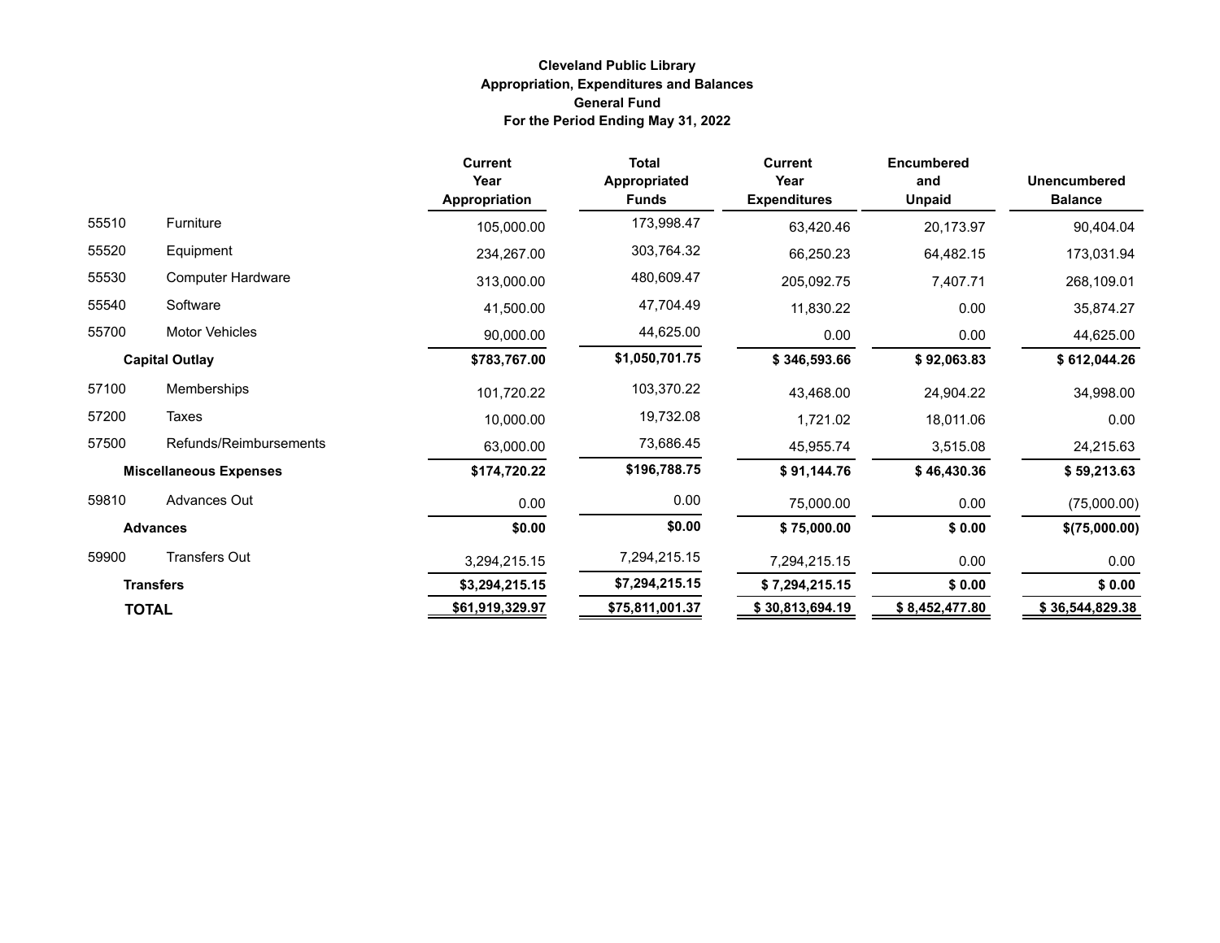**Cleveland Public Library**
**Appropriation, Expenditures and Balances**
**General Fund**
**For the Period Ending May 31, 2022**

| | | Current Year Appropriation | Total Appropriated Funds | Current Year Expenditures | Encumbered and Unpaid | Unencumbered Balance |
|---|---|---|---|---|---|---|
| 55510 | Furniture | 105,000.00 | 173,998.47 | 63,420.46 | 20,173.97 | 90,404.04 |
| 55520 | Equipment | 234,267.00 | 303,764.32 | 66,250.23 | 64,482.15 | 173,031.94 |
| 55530 | Computer Hardware | 313,000.00 | 480,609.47 | 205,092.75 | 7,407.71 | 268,109.01 |
| 55540 | Software | 41,500.00 | 47,704.49 | 11,830.22 | 0.00 | 35,874.27 |
| 55700 | Motor Vehicles | 90,000.00 | 44,625.00 | 0.00 | 0.00 | 44,625.00 |
| **Capital Outlay** | | **$783,767.00** | **$1,050,701.75** | **$ 346,593.66** | **$ 92,063.83** | **$ 612,044.26** |
| 57100 | Memberships | 101,720.22 | 103,370.22 | 43,468.00 | 24,904.22 | 34,998.00 |
| 57200 | Taxes | 10,000.00 | 19,732.08 | 1,721.02 | 18,011.06 | 0.00 |
| 57500 | Refunds/Reimbursements | 63,000.00 | 73,686.45 | 45,955.74 | 3,515.08 | 24,215.63 |
| **Miscellaneous Expenses** | | **$174,720.22** | **$196,788.75** | **$ 91,144.76** | **$ 46,430.36** | **$ 59,213.63** |
| 59810 | Advances Out | 0.00 | 0.00 | 75,000.00 | 0.00 | (75,000.00) |
| **Advances** | | **$0.00** | **$0.00** | **$ 75,000.00** | **$ 0.00** | **$(75,000.00)** |
| 59900 | Transfers Out | 3,294,215.15 | 7,294,215.15 | 7,294,215.15 | 0.00 | 0.00 |
| **Transfers** | | **$3,294,215.15** | **$7,294,215.15** | **$ 7,294,215.15** | **$ 0.00** | **$ 0.00** |
| **TOTAL** | | **$61,919,329.97** | **$75,811,001.37** | **$ 30,813,694.19** | **$ 8,452,477.80** | **$ 36,544,829.38** |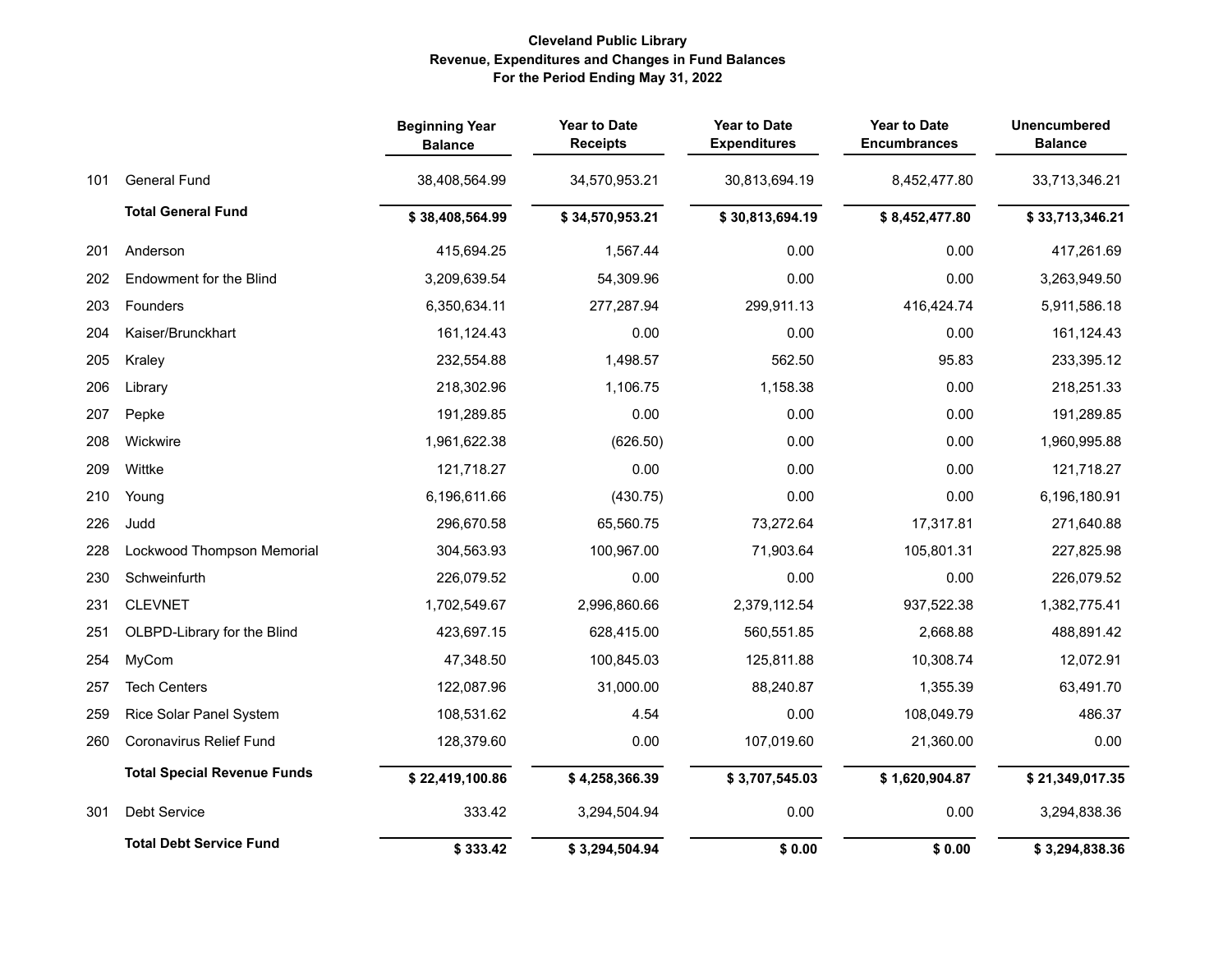**Cleveland Public Library**
**Revenue, Expenditures and Changes in Fund Balances**
**For the Period Ending May 31, 2022**

| | | Beginning Year Balance | Year to Date Receipts | Year to Date Expenditures | Year to Date Encumbrances | Unencumbered Balance |
|---|---|---|---|---|---|---|
| 101 | General Fund | 38,408,564.99 | 34,570,953.21 | 30,813,694.19 | 8,452,477.80 | 33,713,346.21 |
| | **Total General Fund** | **$ 38,408,564.99** | **$ 34,570,953.21** | **$ 30,813,694.19** | **$ 8,452,477.80** | **$ 33,713,346.21** |
| 201 | Anderson | 415,694.25 | 1,567.44 | 0.00 | 0.00 | 417,261.69 |
| 202 | Endowment for the Blind | 3,209,639.54 | 54,309.96 | 0.00 | 0.00 | 3,263,949.50 |
| 203 | Founders | 6,350,634.11 | 277,287.94 | 299,911.13 | 416,424.74 | 5,911,586.18 |
| 204 | Kaiser/Brunckhart | 161,124.43 | 0.00 | 0.00 | 0.00 | 161,124.43 |
| 205 | Kraley | 232,554.88 | 1,498.57 | 562.50 | 95.83 | 233,395.12 |
| 206 | Library | 218,302.96 | 1,106.75 | 1,158.38 | 0.00 | 218,251.33 |
| 207 | Pepke | 191,289.85 | 0.00 | 0.00 | 0.00 | 191,289.85 |
| 208 | Wickwire | 1,961,622.38 | (626.50) | 0.00 | 0.00 | 1,960,995.88 |
| 209 | Wittke | 121,718.27 | 0.00 | 0.00 | 0.00 | 121,718.27 |
| 210 | Young | 6,196,611.66 | (430.75) | 0.00 | 0.00 | 6,196,180.91 |
| 226 | Judd | 296,670.58 | 65,560.75 | 73,272.64 | 17,317.81 | 271,640.88 |
| 228 | Lockwood Thompson Memorial | 304,563.93 | 100,967.00 | 71,903.64 | 105,801.31 | 227,825.98 |
| 230 | Schweinfurth | 226,079.52 | 0.00 | 0.00 | 0.00 | 226,079.52 |
| 231 | CLEVNET | 1,702,549.67 | 2,996,860.66 | 2,379,112.54 | 937,522.38 | 1,382,775.41 |
| 251 | OLBPD-Library for the Blind | 423,697.15 | 628,415.00 | 560,551.85 | 2,668.88 | 488,891.42 |
| 254 | MyCom | 47,348.50 | 100,845.03 | 125,811.88 | 10,308.74 | 12,072.91 |
| 257 | Tech Centers | 122,087.96 | 31,000.00 | 88,240.87 | 1,355.39 | 63,491.70 |
| 259 | Rice Solar Panel System | 108,531.62 | 4.54 | 0.00 | 108,049.79 | 486.37 |
| 260 | Coronavirus Relief Fund | 128,379.60 | 0.00 | 107,019.60 | 21,360.00 | 0.00 |
| | **Total Special Revenue Funds** | **$ 22,419,100.86** | **$ 4,258,366.39** | **$ 3,707,545.03** | **$ 1,620,904.87** | **$ 21,349,017.35** |
| 301 | Debt Service | 333.42 | 3,294,504.94 | 0.00 | 0.00 | 3,294,838.36 |
| | **Total Debt Service Fund** | **$ 333.42** | **$ 3,294,504.94** | **$ 0.00** | **$ 0.00** | **$ 3,294,838.36** |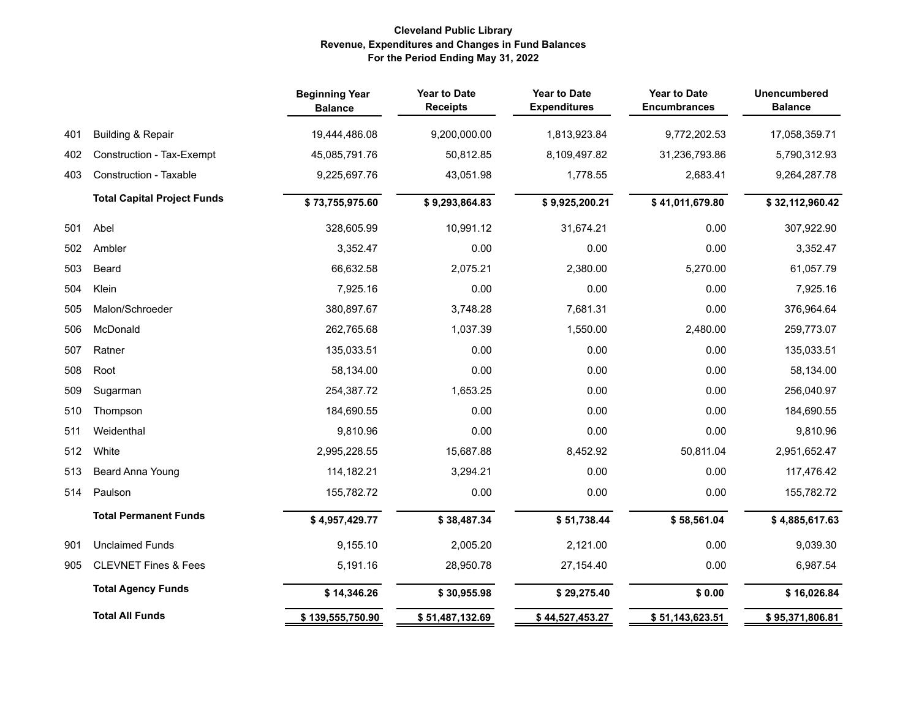**Cleveland Public Library**
**Revenue, Expenditures and Changes in Fund Balances**
**For the Period Ending May 31, 2022**

| | | Beginning Year Balance | Year to Date Receipts | Year to Date Expenditures | Year to Date Encumbrances | Unencumbered Balance |
|---|---|---|---|---|---|---|
| 401 | Building & Repair | 19,444,486.08 | 9,200,000.00 | 1,813,923.84 | 9,772,202.53 | 17,058,359.71 |
| 402 | Construction - Tax-Exempt | 45,085,791.76 | 50,812.85 | 8,109,497.82 | 31,236,793.86 | 5,790,312.93 |
| 403 | Construction - Taxable | 9,225,697.76 | 43,051.98 | 1,778.55 | 2,683.41 | 9,264,287.78 |
| | **Total Capital Project Funds** | **$ 73,755,975.60** | **$ 9,293,864.83** | **$ 9,925,200.21** | **$ 41,011,679.80** | **$ 32,112,960.42** |
| 501 | Abel | 328,605.99 | 10,991.12 | 31,674.21 | 0.00 | 307,922.90 |
| 502 | Ambler | 3,352.47 | 0.00 | 0.00 | 0.00 | 3,352.47 |
| 503 | Beard | 66,632.58 | 2,075.21 | 2,380.00 | 5,270.00 | 61,057.79 |
| 504 | Klein | 7,925.16 | 0.00 | 0.00 | 0.00 | 7,925.16 |
| 505 | Malon/Schroeder | 380,897.67 | 3,748.28 | 7,681.31 | 0.00 | 376,964.64 |
| 506 | McDonald | 262,765.68 | 1,037.39 | 1,550.00 | 2,480.00 | 259,773.07 |
| 507 | Ratner | 135,033.51 | 0.00 | 0.00 | 0.00 | 135,033.51 |
| 508 | Root | 58,134.00 | 0.00 | 0.00 | 0.00 | 58,134.00 |
| 509 | Sugarman | 254,387.72 | 1,653.25 | 0.00 | 0.00 | 256,040.97 |
| 510 | Thompson | 184,690.55 | 0.00 | 0.00 | 0.00 | 184,690.55 |
| 511 | Weidenthal | 9,810.96 | 0.00 | 0.00 | 0.00 | 9,810.96 |
| 512 | White | 2,995,228.55 | 15,687.88 | 8,452.92 | 50,811.04 | 2,951,652.47 |
| 513 | Beard Anna Young | 114,182.21 | 3,294.21 | 0.00 | 0.00 | 117,476.42 |
| 514 | Paulson | 155,782.72 | 0.00 | 0.00 | 0.00 | 155,782.72 |
| | **Total Permanent Funds** | **$ 4,957,429.77** | **$ 38,487.34** | **$ 51,738.44** | **$ 58,561.04** | **$ 4,885,617.63** |
| 901 | Unclaimed Funds | 9,155.10 | 2,005.20 | 2,121.00 | 0.00 | 9,039.30 |
| 905 | CLEVNET Fines & Fees | 5,191.16 | 28,950.78 | 27,154.40 | 0.00 | 6,987.54 |
| | **Total Agency Funds** | **$ 14,346.26** | **$ 30,955.98** | **$ 29,275.40** | **$ 0.00** | **$ 16,026.84** |
| | **Total All Funds** | **$ 139,555,750.90** | **$ 51,487,132.69** | **$ 44,527,453.27** | **$ 51,143,623.51** | **$ 95,371,806.81** |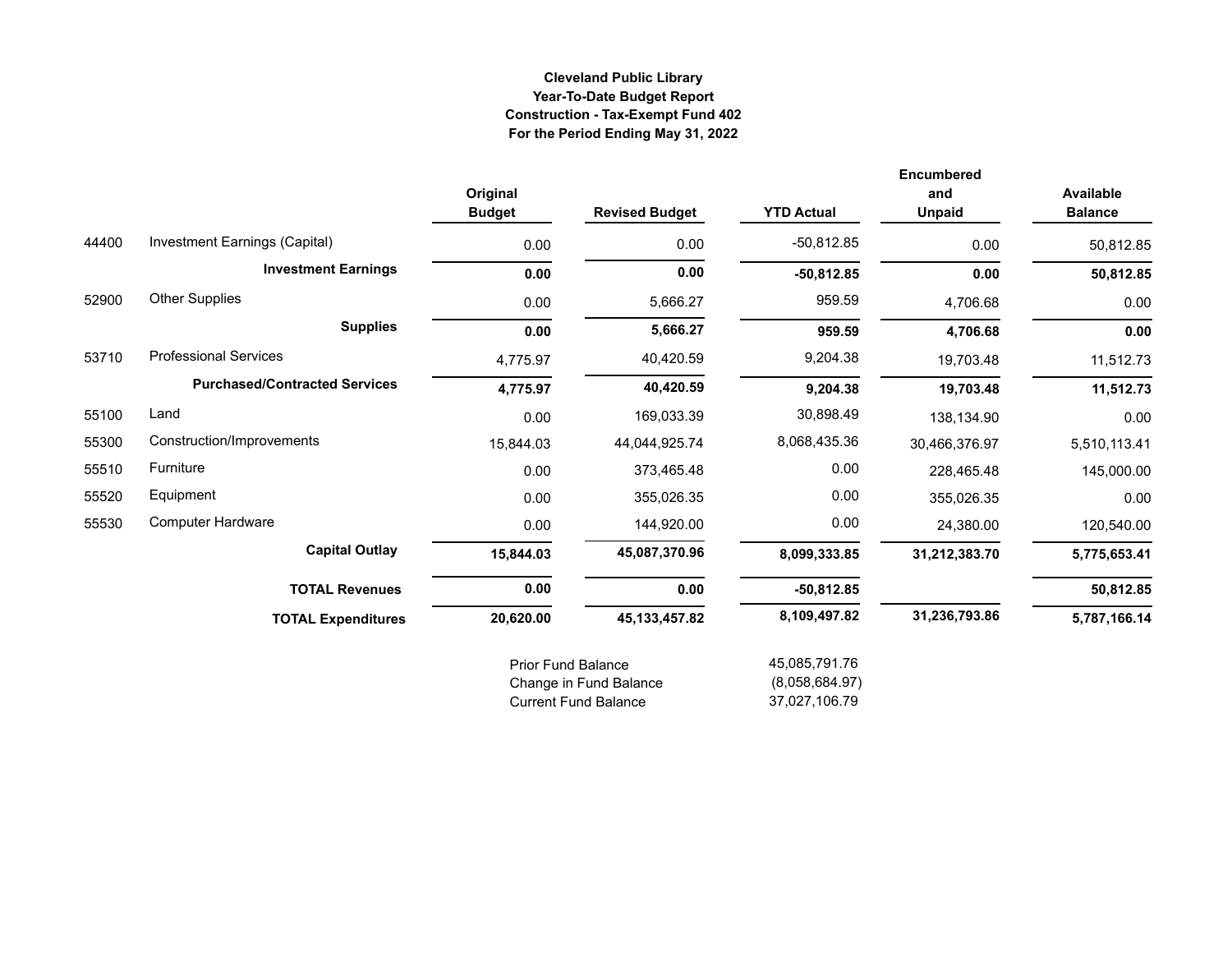**Cleveland Public Library**
**Year-To-Date Budget Report**
**Construction - Tax-Exempt Fund 402**
**For the Period Ending May 31, 2022**

| | | Original Budget | Revised Budget | YTD Actual | Encumbered and Unpaid | Available Balance |
|---|---|---|---|---|---|---|
| 44400 | Investment Earnings (Capital) | 0.00 | 0.00 | -50,812.85 | 0.00 | 50,812.85 |
| | **Investment Earnings** | **0.00** | **0.00** | **-50,812.85** | **0.00** | **50,812.85** |
| 52900 | Other Supplies | 0.00 | 5,666.27 | 959.59 | 4,706.68 | 0.00 |
| | **Supplies** | **0.00** | **5,666.27** | **959.59** | **4,706.68** | **0.00** |
| 53710 | Professional Services | 4,775.97 | 40,420.59 | 9,204.38 | 19,703.48 | 11,512.73 |
| | **Purchased/Contracted Services** | **4,775.97** | **40,420.59** | **9,204.38** | **19,703.48** | **11,512.73** |
| 55100 | Land | 0.00 | 169,033.39 | 30,898.49 | 138,134.90 | 0.00 |
| 55300 | Construction/Improvements | 15,844.03 | 44,044,925.74 | 8,068,435.36 | 30,466,376.97 | 5,510,113.41 |
| 55510 | Furniture | 0.00 | 373,465.48 | 0.00 | 228,465.48 | 145,000.00 |
| 55520 | Equipment | 0.00 | 355,026.35 | 0.00 | 355,026.35 | 0.00 |
| 55530 | Computer Hardware | 0.00 | 144,920.00 | 0.00 | 24,380.00 | 120,540.00 |
| | **Capital Outlay** | **15,844.03** | **45,087,370.96** | **8,099,333.85** | **31,212,383.70** | **5,775,653.41** |
| | **TOTAL Revenues** | **0.00** | **0.00** | **-50,812.85** | | **50,812.85** |
| | **TOTAL Expenditures** | **20,620.00** | **45,133,457.82** | **8,109,497.82** | **31,236,793.86** | **5,787,166.14** |

| | |
|---|---|
| Prior Fund Balance | 45,085,791.76 |
| Change in Fund Balance | (8,058,684.97) |
| Current Fund Balance | 37,027,106.79 |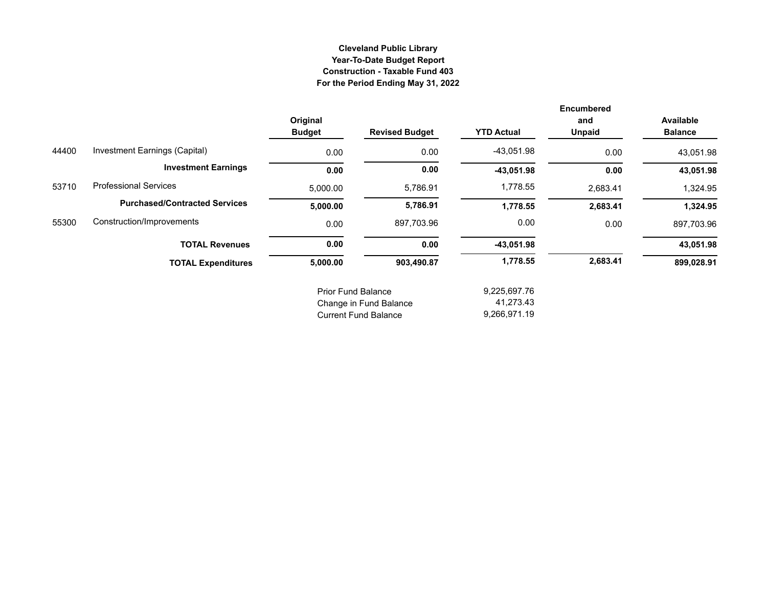**Cleveland Public Library**
**Year-To-Date Budget Report**
**Construction - Taxable Fund 403**
**For the Period Ending May 31, 2022**

| | | Original Budget | Revised Budget | YTD Actual | Encumbered and Unpaid | Available Balance |
|---|---|---|---|---|---|---|
| 44400 | Investment Earnings (Capital) | 0.00 | 0.00 | -43,051.98 | 0.00 | 43,051.98 |
| | **Investment Earnings** | **0.00** | **0.00** | **-43,051.98** | **0.00** | **43,051.98** |
| 53710 | Professional Services | 5,000.00 | 5,786.91 | 1,778.55 | 2,683.41 | 1,324.95 |
| | **Purchased/Contracted Services** | **5,000.00** | **5,786.91** | **1,778.55** | **2,683.41** | **1,324.95** |
| 55300 | Construction/Improvements | 0.00 | 897,703.96 | 0.00 | 0.00 | 897,703.96 |
| | **TOTAL Revenues** | **0.00** | **0.00** | **-43,051.98** | | **43,051.98** |
| | **TOTAL Expenditures** | **5,000.00** | **903,490.87** | **1,778.55** | **2,683.41** | **899,028.91** |

| | |
|---|---|
| Prior Fund Balance | 9,225,697.76 |
| Change in Fund Balance | 41,273.43 |
| Current Fund Balance | 9,266,971.19 |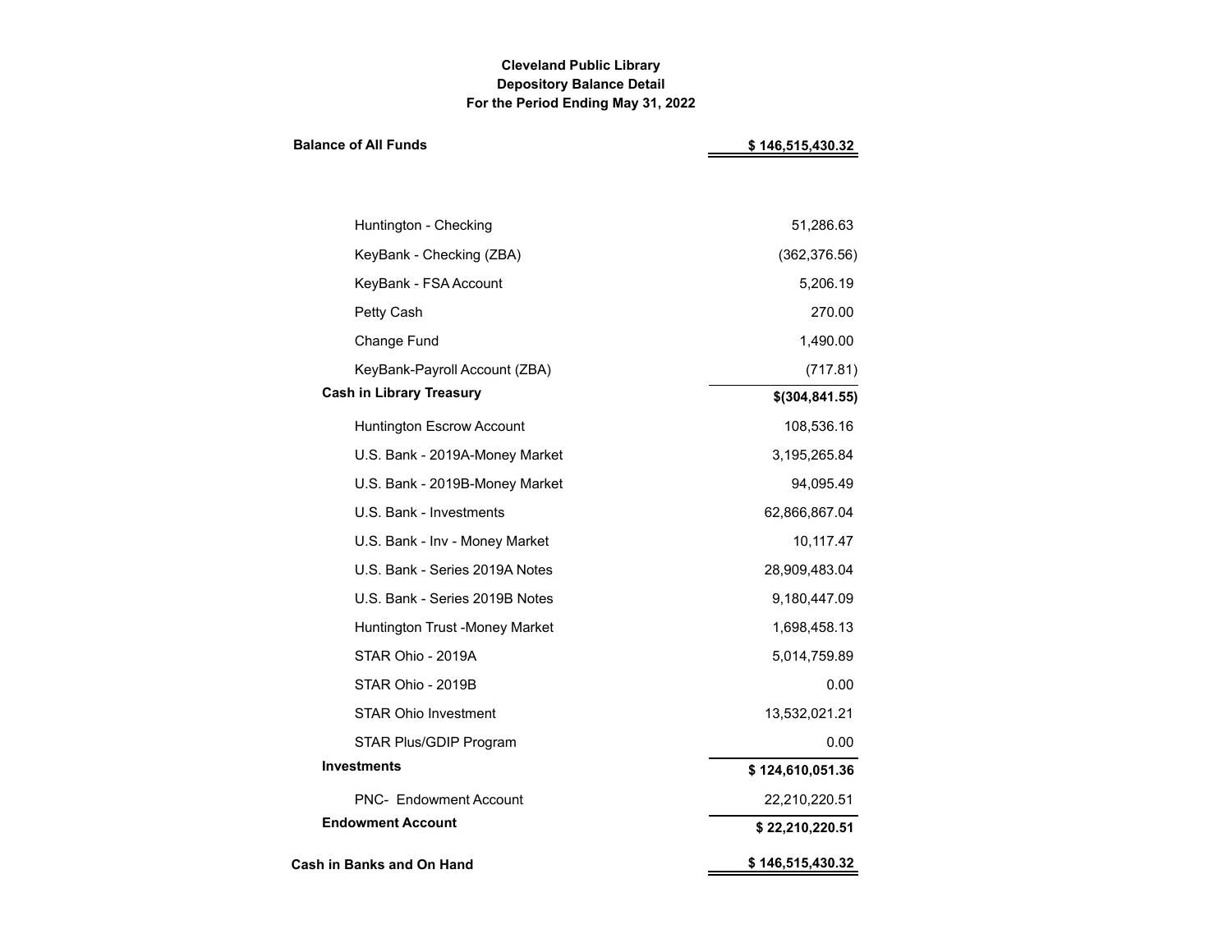**Cleveland Public Library**
**Depository Balance Detail**
**For the Period Ending May 31, 2022**

| | |
|---|---|
| **Balance of All Funds** | **$ 146,515,430.32** |
| Huntington - Checking | 51,286.63 |
| KeyBank - Checking (ZBA) | (362,376.56) |
| KeyBank - FSA Account | 5,206.19 |
| Petty Cash | 270.00 |
| Change Fund | 1,490.00 |
| KeyBank-Payroll Account (ZBA) | (717.81) |
| **Cash in Library Treasury** | **$(304,841.55)** |
| Huntington Escrow Account | 108,536.16 |
| U.S. Bank - 2019A-Money Market | 3,195,265.84 |
| U.S. Bank - 2019B-Money Market | 94,095.49 |
| U.S. Bank - Investments | 62,866,867.04 |
| U.S. Bank - Inv - Money Market | 10,117.47 |
| U.S. Bank - Series 2019A Notes | 28,909,483.04 |
| U.S. Bank - Series 2019B Notes | 9,180,447.09 |
| Huntington Trust -Money Market | 1,698,458.13 |
| STAR Ohio - 2019A | 5,014,759.89 |
| STAR Ohio - 2019B | 0.00 |
| STAR Ohio Investment | 13,532,021.21 |
| STAR Plus/GDIP Program | 0.00 |
| **Investments** | **$ 124,610,051.36** |
| PNC- Endowment Account | 22,210,220.51 |
| **Endowment Account** | **$ 22,210,220.51** |
| **Cash in Banks and On Hand** | **$ 146,515,430.32** |